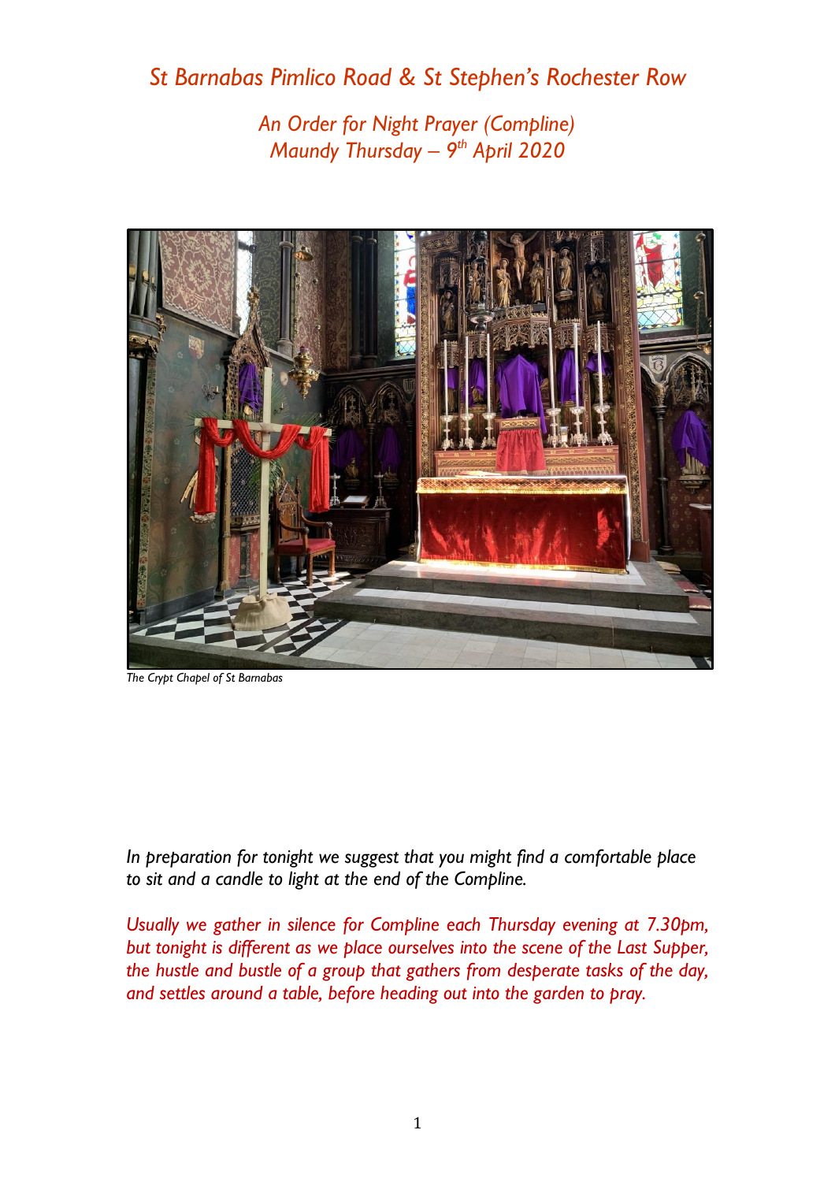# *St Barnabas Pimlico Road & St Stephen's Rochester Row*

## *An Order for Night Prayer (Compline)*
## *Maundy Thursday – 9th April 2020*

*The Crypt Chapel of St Barnabas*

*In preparation for tonight we suggest that you might find a comfortable place to sit and a candle to light at the end of the Compline.*

*Usually we gather in silence for Compline each Thursday evening at 7.30pm, but tonight is different as we place ourselves into the scene of the Last Supper, the hustle and bustle of a group that gathers from desperate tasks of the day, and settles around a table, before heading out into the garden to pray.*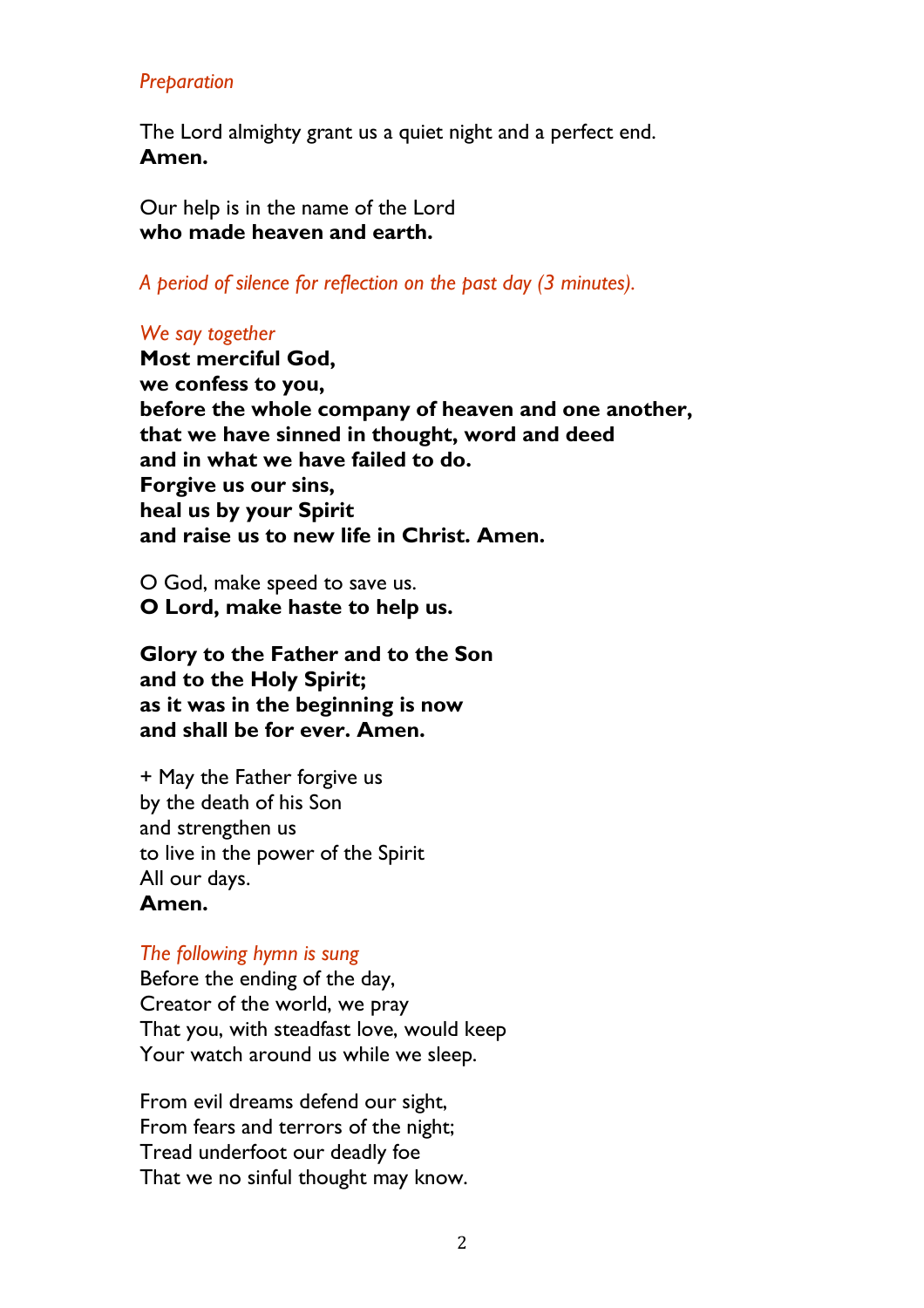*Preparation*

The Lord almighty grant us a quiet night and a perfect end.
**Amen.**

Our help is in the name of the Lord
**who made heaven and earth.**

*A period of silence for reflection on the past day (3 minutes).*

*We say together*
**Most merciful God,**
**we confess to you,**
**before the whole company of heaven and one another,**
**that we have sinned in thought, word and deed**
**and in what we have failed to do.**
**Forgive us our sins,**
**heal us by your Spirit**
**and raise us to new life in Christ. Amen.**

O God, make speed to save us.
**O Lord, make haste to help us.**

**Glory to the Father and to the Son**
**and to the Holy Spirit;**
**as it was in the beginning is now**
**and shall be for ever. Amen.**

+ May the Father forgive us
by the death of his Son
and strengthen us
to live in the power of the Spirit
All our days.
**Amen.**

*The following hymn is sung*
Before the ending of the day,
Creator of the world, we pray
That you, with steadfast love, would keep
Your watch around us while we sleep.

From evil dreams defend our sight,
From fears and terrors of the night;
Tread underfoot our deadly foe
That we no sinful thought may know.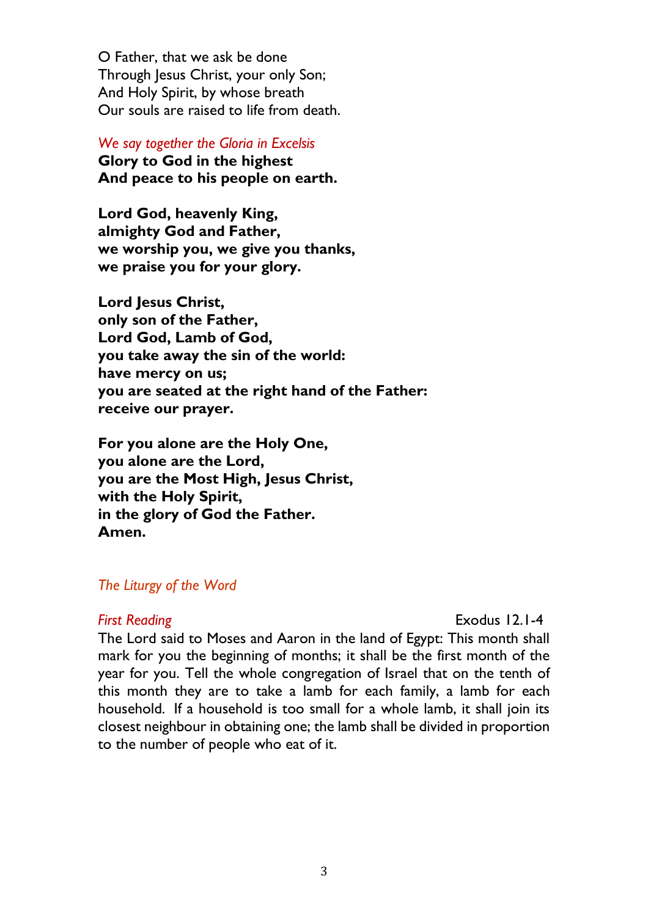O Father, that we ask be done
Through Jesus Christ, your only Son;
And Holy Spirit, by whose breath
Our souls are raised to life from death.

*We say together the Gloria in Excelsis*

**Glory to God in the highest**
**And peace to his people on earth.**

**Lord God, heavenly King,**
**almighty God and Father,**
**we worship you, we give you thanks,**
**we praise you for your glory.**

**Lord Jesus Christ,**
**only son of the Father,**
**Lord God, Lamb of God,**
**you take away the sin of the world:**
**have mercy on us;**
**you are seated at the right hand of the Father:**
**receive our prayer.**

**For you alone are the Holy One,**
**you alone are the Lord,**
**you are the Most High, Jesus Christ,**
**with the Holy Spirit,**
**in the glory of God the Father.**
**Amen.**

## *The Liturgy of the Word*

*First Reading* Exodus 12.1-4

The Lord said to Moses and Aaron in the land of Egypt: This month shall mark for you the beginning of months; it shall be the first month of the year for you. Tell the whole congregation of Israel that on the tenth of this month they are to take a lamb for each family, a lamb for each household. If a household is too small for a whole lamb, it shall join its closest neighbour in obtaining one; the lamb shall be divided in proportion to the number of people who eat of it.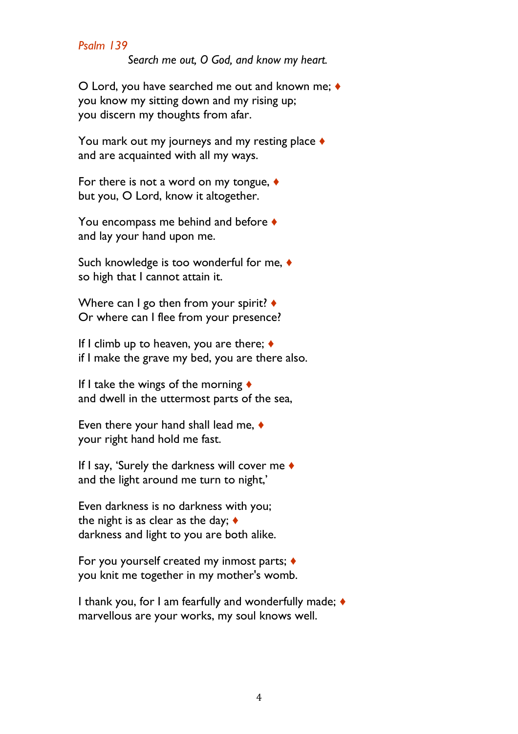*Psalm 139*

*Search me out, O God, and know my heart.*

O Lord, you have searched me out and known me; ♦
you know my sitting down and my rising up;
you discern my thoughts from afar.

You mark out my journeys and my resting place ♦
and are acquainted with all my ways.

For there is not a word on my tongue, ♦
but you, O Lord, know it altogether.

You encompass me behind and before ♦
and lay your hand upon me.

Such knowledge is too wonderful for me, ♦
so high that I cannot attain it.

Where can I go then from your spirit? ♦
Or where can I flee from your presence?

If I climb up to heaven, you are there; ♦
if I make the grave my bed, you are there also.

If I take the wings of the morning ♦
and dwell in the uttermost parts of the sea,

Even there your hand shall lead me, ♦
your right hand hold me fast.

If I say, 'Surely the darkness will cover me ♦
and the light around me turn to night,'

Even darkness is no darkness with you;
the night is as clear as the day; ♦
darkness and light to you are both alike.

For you yourself created my inmost parts; ♦
you knit me together in my mother's womb.

I thank you, for I am fearfully and wonderfully made; ♦
marvellous are your works, my soul knows well.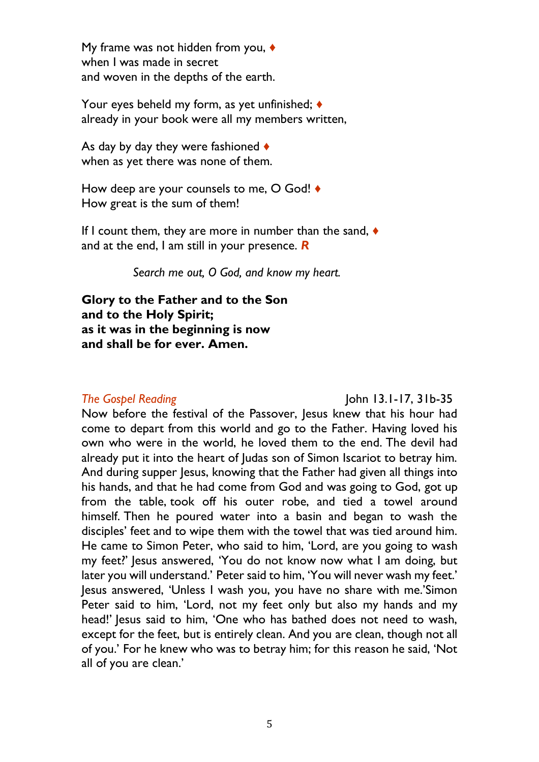My frame was not hidden from you, ♦
when I was made in secret
and woven in the depths of the earth.

Your eyes beheld my form, as yet unfinished; ♦
already in your book were all my members written,

As day by day they were fashioned ♦
when as yet there was none of them.

How deep are your counsels to me, O God! ♦
How great is the sum of them!

If I count them, they are more in number than the sand, ♦
and at the end, I am still in your presence. ***R***

*Search me out, O God, and know my heart.*

**Glory to the Father and to the Son**
**and to the Holy Spirit;**
**as it was in the beginning is now**
**and shall be for ever. Amen.**

*The Gospel Reading* John 13.1-17, 31b-35

Now before the festival of the Passover, Jesus knew that his hour had come to depart from this world and go to the Father. Having loved his own who were in the world, he loved them to the end. The devil had already put it into the heart of Judas son of Simon Iscariot to betray him. And during supper Jesus, knowing that the Father had given all things into his hands, and that he had come from God and was going to God, got up from the table, took off his outer robe, and tied a towel around himself. Then he poured water into a basin and began to wash the disciples' feet and to wipe them with the towel that was tied around him. He came to Simon Peter, who said to him, 'Lord, are you going to wash my feet?' Jesus answered, 'You do not know now what I am doing, but later you will understand.' Peter said to him, 'You will never wash my feet.' Jesus answered, 'Unless I wash you, you have no share with me.'Simon Peter said to him, 'Lord, not my feet only but also my hands and my head!' Jesus said to him, 'One who has bathed does not need to wash, except for the feet, but is entirely clean. And you are clean, though not all of you.' For he knew who was to betray him; for this reason he said, 'Not all of you are clean.'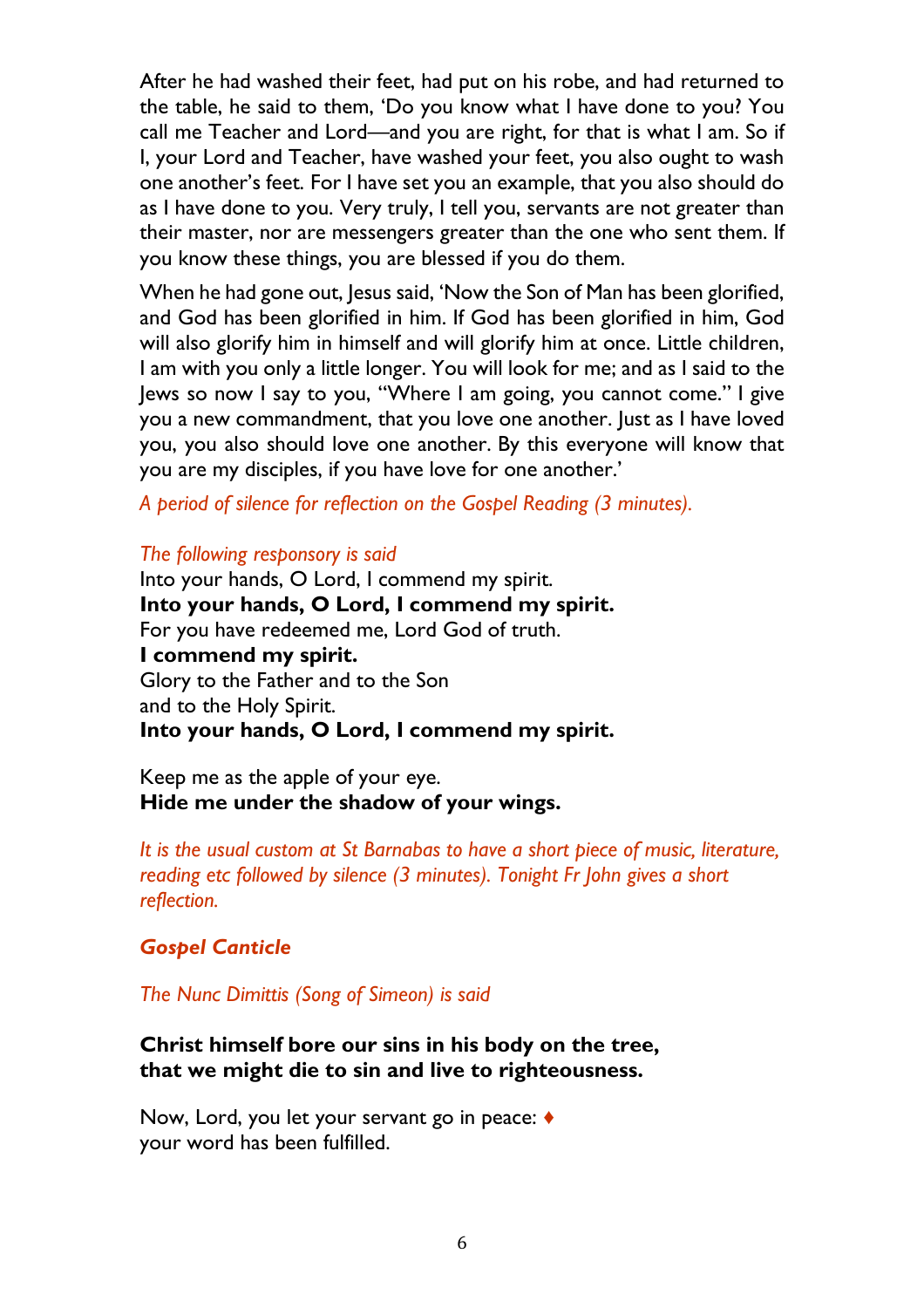After he had washed their feet, had put on his robe, and had returned to the table, he said to them, 'Do you know what I have done to you? You call me Teacher and Lord—and you are right, for that is what I am. So if I, your Lord and Teacher, have washed your feet, you also ought to wash one another's feet. For I have set you an example, that you also should do as I have done to you. Very truly, I tell you, servants are not greater than their master, nor are messengers greater than the one who sent them. If you know these things, you are blessed if you do them.

When he had gone out, Jesus said, 'Now the Son of Man has been glorified, and God has been glorified in him. If God has been glorified in him, God will also glorify him in himself and will glorify him at once. Little children, I am with you only a little longer. You will look for me; and as I said to the Jews so now I say to you, "Where I am going, you cannot come." I give you a new commandment, that you love one another. Just as I have loved you, you also should love one another. By this everyone will know that you are my disciples, if you have love for one another.'

*A period of silence for reflection on the Gospel Reading (3 minutes).*

*The following responsory is said*

Into your hands, O Lord, I commend my spirit.  
**Into your hands, O Lord, I commend my spirit.**  
For you have redeemed me, Lord God of truth.  
**I commend my spirit.**  
Glory to the Father and to the Son  
and to the Holy Spirit.  
**Into your hands, O Lord, I commend my spirit.**

Keep me as the apple of your eye.  
**Hide me under the shadow of your wings.**

*It is the usual custom at St Barnabas to have a short piece of music, literature, reading etc followed by silence (3 minutes). Tonight Fr John gives a short reflection.*

### *Gospel Canticle*

*The Nunc Dimittis (Song of Simeon) is said*

**Christ himself bore our sins in his body on the tree,**  
**that we might die to sin and live to righteousness.**

Now, Lord, you let your servant go in peace: ♦  
your word has been fulfilled.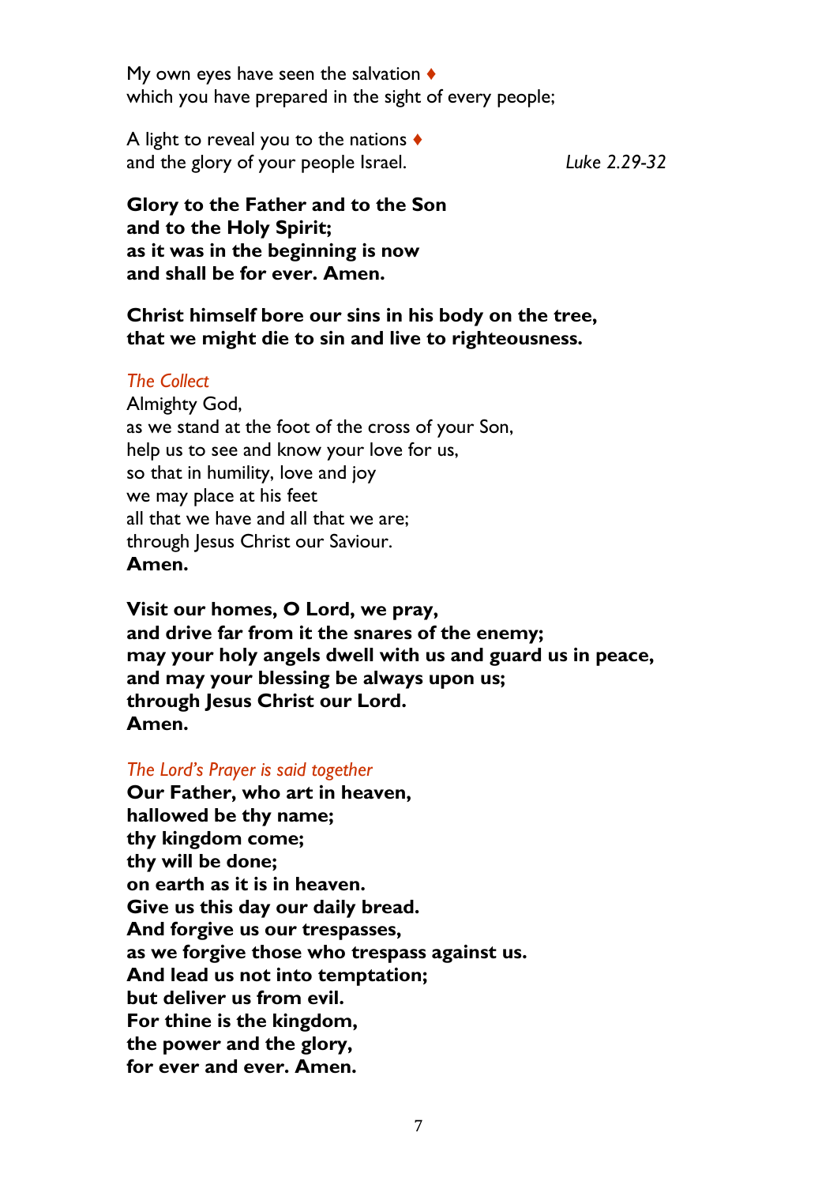My own eyes have seen the salvation ♦
which you have prepared in the sight of every people;

A light to reveal you to the nations ♦
and the glory of your people Israel. *Luke 2.29-32*

**Glory to the Father and to the Son**
**and to the Holy Spirit;**
**as it was in the beginning is now**
**and shall be for ever. Amen.**

**Christ himself bore our sins in his body on the tree,**
**that we might die to sin and live to righteousness.**

*The Collect*

Almighty God,
as we stand at the foot of the cross of your Son,
help us to see and know your love for us,
so that in humility, love and joy
we may place at his feet
all that we have and all that we are;
through Jesus Christ our Saviour.
**Amen.**

**Visit our homes, O Lord, we pray,**
**and drive far from it the snares of the enemy;**
**may your holy angels dwell with us and guard us in peace,**
**and may your blessing be always upon us;**
**through Jesus Christ our Lord.**
**Amen.**

*The Lord's Prayer is said together*

**Our Father, who art in heaven,**
**hallowed be thy name;**
**thy kingdom come;**
**thy will be done;**
**on earth as it is in heaven.**
**Give us this day our daily bread.**
**And forgive us our trespasses,**
**as we forgive those who trespass against us.**
**And lead us not into temptation;**
**but deliver us from evil.**
**For thine is the kingdom,**
**the power and the glory,**
**for ever and ever. Amen.**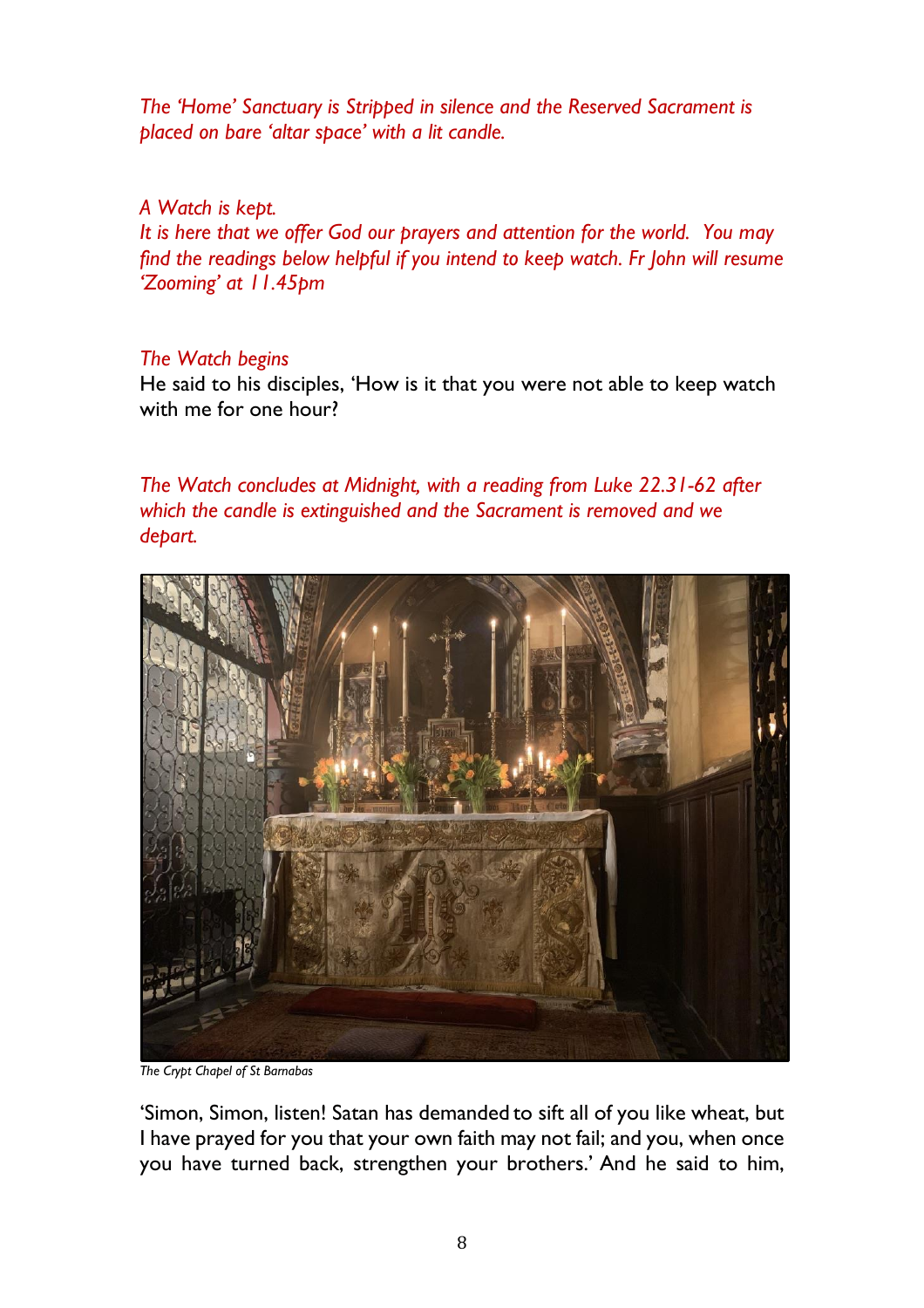*The 'Home' Sanctuary is Stripped in silence and the Reserved Sacrament is placed on bare 'altar space' with a lit candle.*

*A Watch is kept.*
*It is here that we offer God our prayers and attention for the world. You may find the readings below helpful if you intend to keep watch. Fr John will resume 'Zooming' at 11.45pm*

*The Watch begins*
He said to his disciples, 'How is it that you were not able to keep watch with me for one hour?

*The Watch concludes at Midnight, with a reading from Luke 22.31-62 after which the candle is extinguished and the Sacrament is removed and we depart.*

*The Crypt Chapel of St Barnabas*

'Simon, Simon, listen! Satan has demanded to sift all of you like wheat, but I have prayed for you that your own faith may not fail; and you, when once you have turned back, strengthen your brothers.' And he said to him,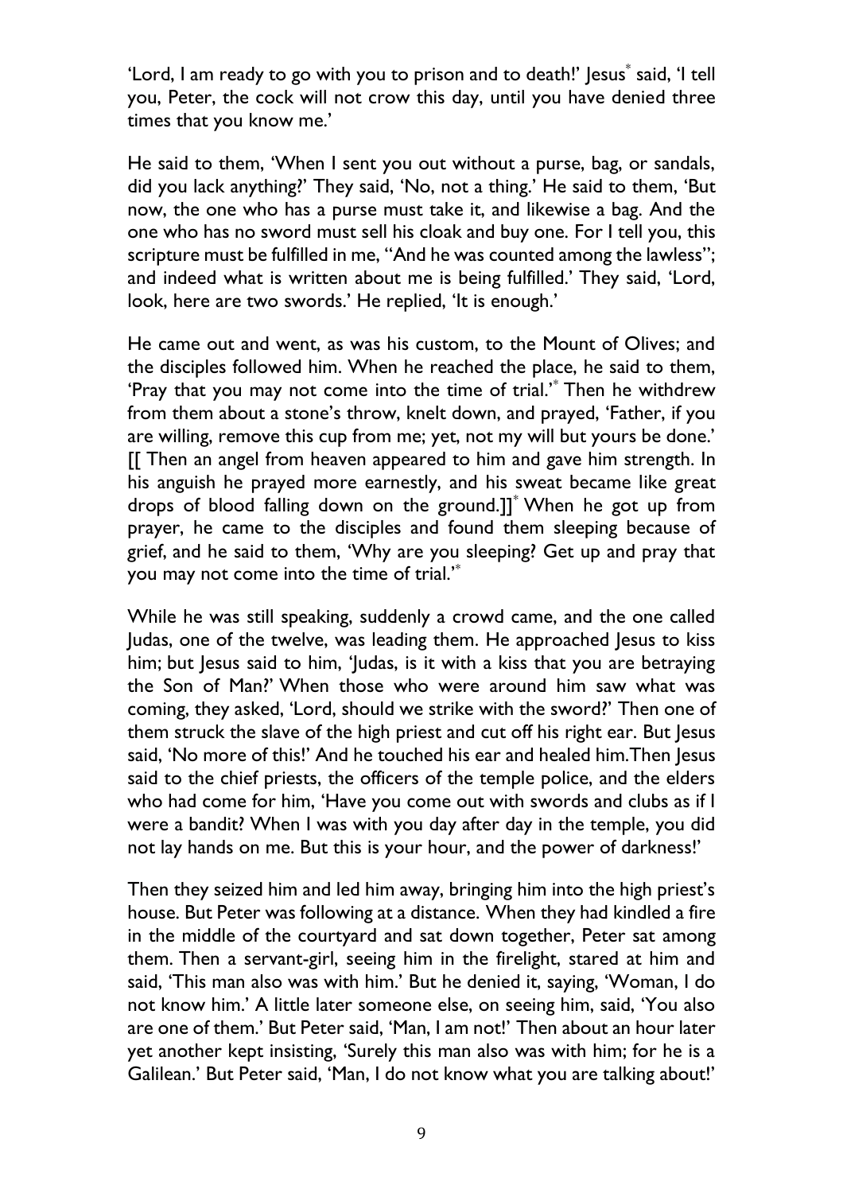'Lord, I am ready to go with you to prison and to death!' Jesus* said, 'I tell you, Peter, the cock will not crow this day, until you have denied three times that you know me.'

He said to them, 'When I sent you out without a purse, bag, or sandals, did you lack anything?' They said, 'No, not a thing.' He said to them, 'But now, the one who has a purse must take it, and likewise a bag. And the one who has no sword must sell his cloak and buy one. For I tell you, this scripture must be fulfilled in me, "And he was counted among the lawless"; and indeed what is written about me is being fulfilled.' They said, 'Lord, look, here are two swords.' He replied, 'It is enough.'

He came out and went, as was his custom, to the Mount of Olives; and the disciples followed him. When he reached the place, he said to them, 'Pray that you may not come into the time of trial.'* Then he withdrew from them about a stone's throw, knelt down, and prayed, 'Father, if you are willing, remove this cup from me; yet, not my will but yours be done.' [[ Then an angel from heaven appeared to him and gave him strength. In his anguish he prayed more earnestly, and his sweat became like great drops of blood falling down on the ground.]]* When he got up from prayer, he came to the disciples and found them sleeping because of grief, and he said to them, 'Why are you sleeping? Get up and pray that you may not come into the time of trial.'*

While he was still speaking, suddenly a crowd came, and the one called Judas, one of the twelve, was leading them. He approached Jesus to kiss him; but Jesus said to him, 'Judas, is it with a kiss that you are betraying the Son of Man?' When those who were around him saw what was coming, they asked, 'Lord, should we strike with the sword?' Then one of them struck the slave of the high priest and cut off his right ear. But Jesus said, 'No more of this!' And he touched his ear and healed him.Then Jesus said to the chief priests, the officers of the temple police, and the elders who had come for him, 'Have you come out with swords and clubs as if I were a bandit? When I was with you day after day in the temple, you did not lay hands on me. But this is your hour, and the power of darkness!'

Then they seized him and led him away, bringing him into the high priest's house. But Peter was following at a distance. When they had kindled a fire in the middle of the courtyard and sat down together, Peter sat among them. Then a servant-girl, seeing him in the firelight, stared at him and said, 'This man also was with him.' But he denied it, saying, 'Woman, I do not know him.' A little later someone else, on seeing him, said, 'You also are one of them.' But Peter said, 'Man, I am not!' Then about an hour later yet another kept insisting, 'Surely this man also was with him; for he is a Galilean.' But Peter said, 'Man, I do not know what you are talking about!'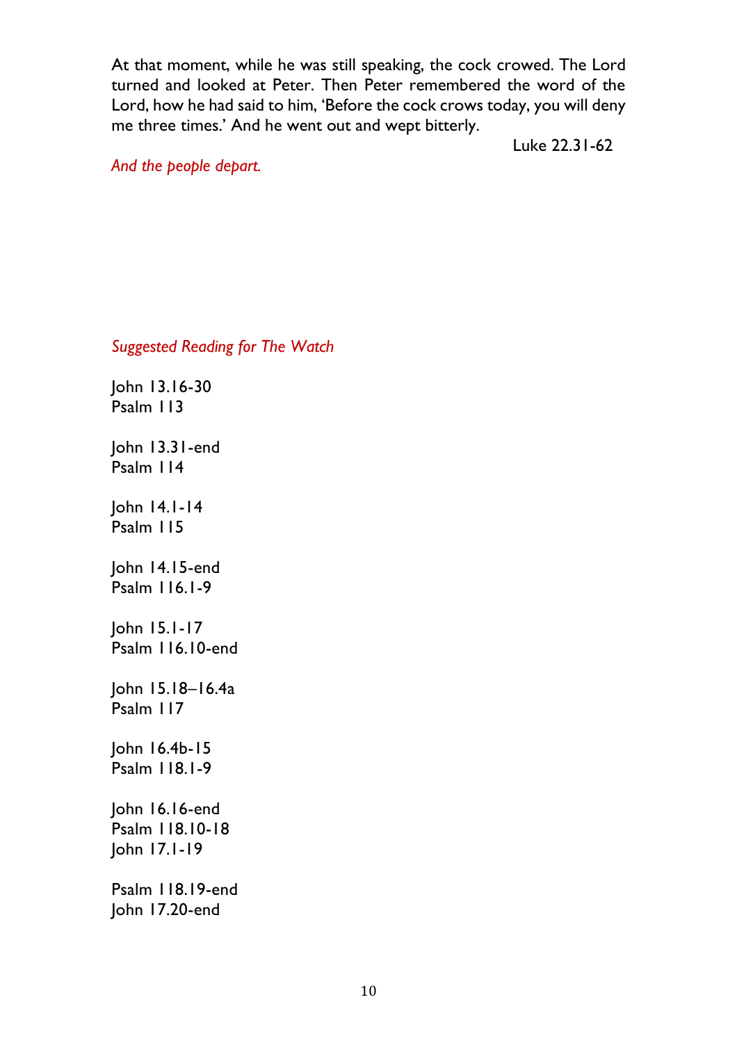At that moment, while he was still speaking, the cock crowed. The Lord turned and looked at Peter. Then Peter remembered the word of the Lord, how he had said to him, 'Before the cock crows today, you will deny me three times.' And he went out and wept bitterly.

Luke 22.31-62

*And the people depart.*

*Suggested Reading for The Watch*

John 13.16-30
Psalm 113

John 13.31-end
Psalm 114

John 14.1-14
Psalm 115

John 14.15-end
Psalm 116.1-9

John 15.1-17
Psalm 116.10-end

John 15.18–16.4a
Psalm 117

John 16.4b-15
Psalm 118.1-9

John 16.16-end
Psalm 118.10-18
John 17.1-19

Psalm 118.19-end
John 17.20-end